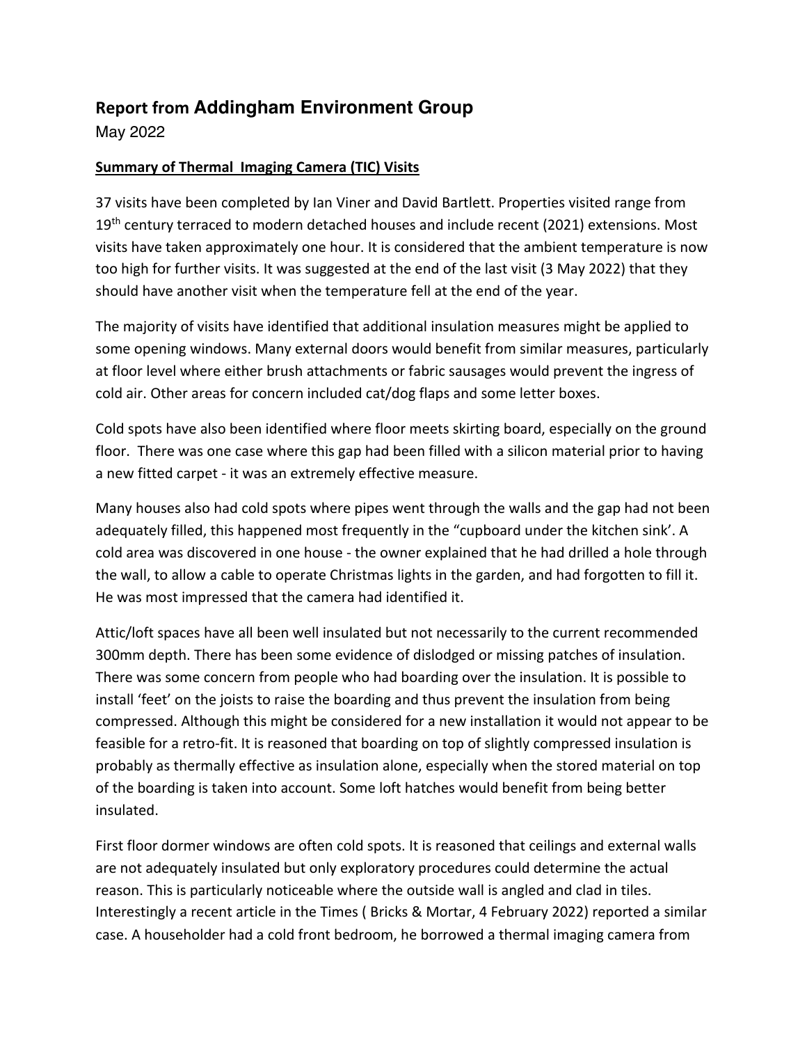# Report from Addingham Environment Group

May 2022

**Summary of Thermal Imaging Camera (TIC) Visits**

37 visits have been completed by Ian Viner and David Bartlett. Properties visited range from 19th century terraced to modern detached houses and include recent (2021) extensions. Most visits have taken approximately one hour. It is considered that the ambient temperature is now too high for further visits. It was suggested at the end of the last visit (3 May 2022) that they should have another visit when the temperature fell at the end of the year.

The majority of visits have identified that additional insulation measures might be applied to some opening windows. Many external doors would benefit from similar measures, particularly at floor level where either brush attachments or fabric sausages would prevent the ingress of cold air. Other areas for concern included cat/dog flaps and some letter boxes.

Cold spots have also been identified where floor meets skirting board, especially on the ground floor. There was one case where this gap had been filled with a silicon material prior to having a new fitted carpet - it was an extremely effective measure.

Many houses also had cold spots where pipes went through the walls and the gap had not been adequately filled, this happened most frequently in the "cupboard under the kitchen sink'. A cold area was discovered in one house - the owner explained that he had drilled a hole through the wall, to allow a cable to operate Christmas lights in the garden, and had forgotten to fill it. He was most impressed that the camera had identified it.

Attic/loft spaces have all been well insulated but not necessarily to the current recommended 300mm depth. There has been some evidence of dislodged or missing patches of insulation. There was some concern from people who had boarding over the insulation. It is possible to install 'feet' on the joists to raise the boarding and thus prevent the insulation from being compressed. Although this might be considered for a new installation it would not appear to be feasible for a retro-fit. It is reasoned that boarding on top of slightly compressed insulation is probably as thermally effective as insulation alone, especially when the stored material on top of the boarding is taken into account. Some loft hatches would benefit from being better insulated.

First floor dormer windows are often cold spots. It is reasoned that ceilings and external walls are not adequately insulated but only exploratory procedures could determine the actual reason. This is particularly noticeable where the outside wall is angled and clad in tiles. Interestingly a recent article in the Times ( Bricks & Mortar, 4 February 2022) reported a similar case. A householder had a cold front bedroom, he borrowed a thermal imaging camera from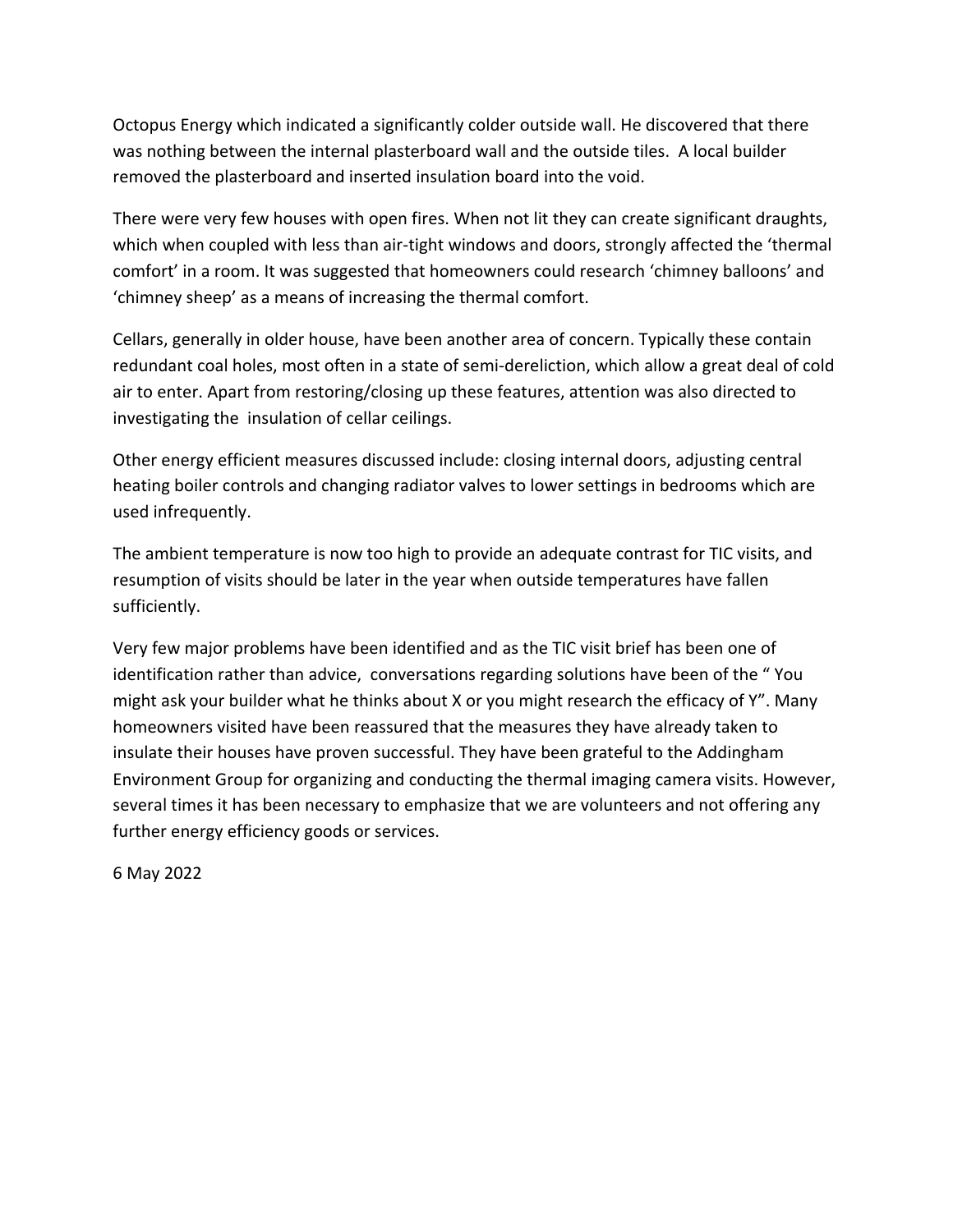Octopus Energy which indicated a significantly colder outside wall. He discovered that there was nothing between the internal plasterboard wall and the outside tiles. A local builder removed the plasterboard and inserted insulation board into the void.

There were very few houses with open fires. When not lit they can create significant draughts, which when coupled with less than air-tight windows and doors, strongly affected the 'thermal comfort' in a room. It was suggested that homeowners could research 'chimney balloons' and 'chimney sheep' as a means of increasing the thermal comfort.

Cellars, generally in older house, have been another area of concern. Typically these contain redundant coal holes, most often in a state of semi-dereliction, which allow a great deal of cold air to enter. Apart from restoring/closing up these features, attention was also directed to investigating the insulation of cellar ceilings.

Other energy efficient measures discussed include: closing internal doors, adjusting central heating boiler controls and changing radiator valves to lower settings in bedrooms which are used infrequently.

The ambient temperature is now too high to provide an adequate contrast for TIC visits, and resumption of visits should be later in the year when outside temperatures have fallen sufficiently.

Very few major problems have been identified and as the TIC visit brief has been one of identification rather than advice, conversations regarding solutions have been of the " You might ask your builder what he thinks about X or you might research the efficacy of Y". Many homeowners visited have been reassured that the measures they have already taken to insulate their houses have proven successful. They have been grateful to the Addingham Environment Group for organizing and conducting the thermal imaging camera visits. However, several times it has been necessary to emphasize that we are volunteers and not offering any further energy efficiency goods or services.

6 May 2022